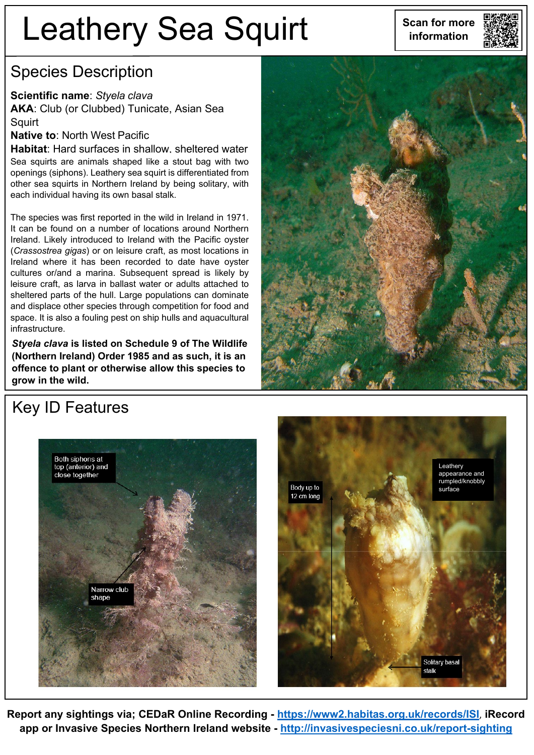# Leathery Sea Squirt

Scan for more information

## Species Description

**Scientific name**: *Styela clava*
**AKA**: Club (or Clubbed) Tunicate, Asian Sea Squirt
**Native to**: North West Pacific
**Habitat**: Hard surfaces in shallow, sheltered water

Sea squirts are animals shaped like a stout bag with two openings (siphons). Leathery sea squirt is differentiated from other sea squirts in Northern Ireland by being solitary, with each individual having its own basal stalk.

The species was first reported in the wild in Ireland in 1971. It can be found on a number of locations around Northern Ireland. Likely introduced to Ireland with the Pacific oyster (*Crassostrea gigas*) or on leisure craft, as most locations in Ireland where it has been recorded to date have oyster cultures or/and a marina. Subsequent spread is likely by leisure craft, as larva in ballast water or adults attached to sheltered parts of the hull. Large populations can dominate and displace other species through competition for food and space. It is also a fouling pest on ship hulls and aquacultural infrastructure.

***Styela clava* is listed on Schedule 9 of The Wildlife (Northern Ireland) Order 1985 and as such, it is an offence to plant or otherwise allow this species to grow in the wild.**

## Key ID Features

Both siphons at top (anterior) and close together

Narrow club shape

Body up to 12 cm long

Leathery appearance and rumpled/knobbly surface

Solitary basal stalk

**Report any sightings via; CEDaR Online Recording - https://www2.habitas.org.uk/records/ISI, iRecord app or Invasive Species Northern Ireland website - http://invasivespeciesni.co.uk/report-sighting**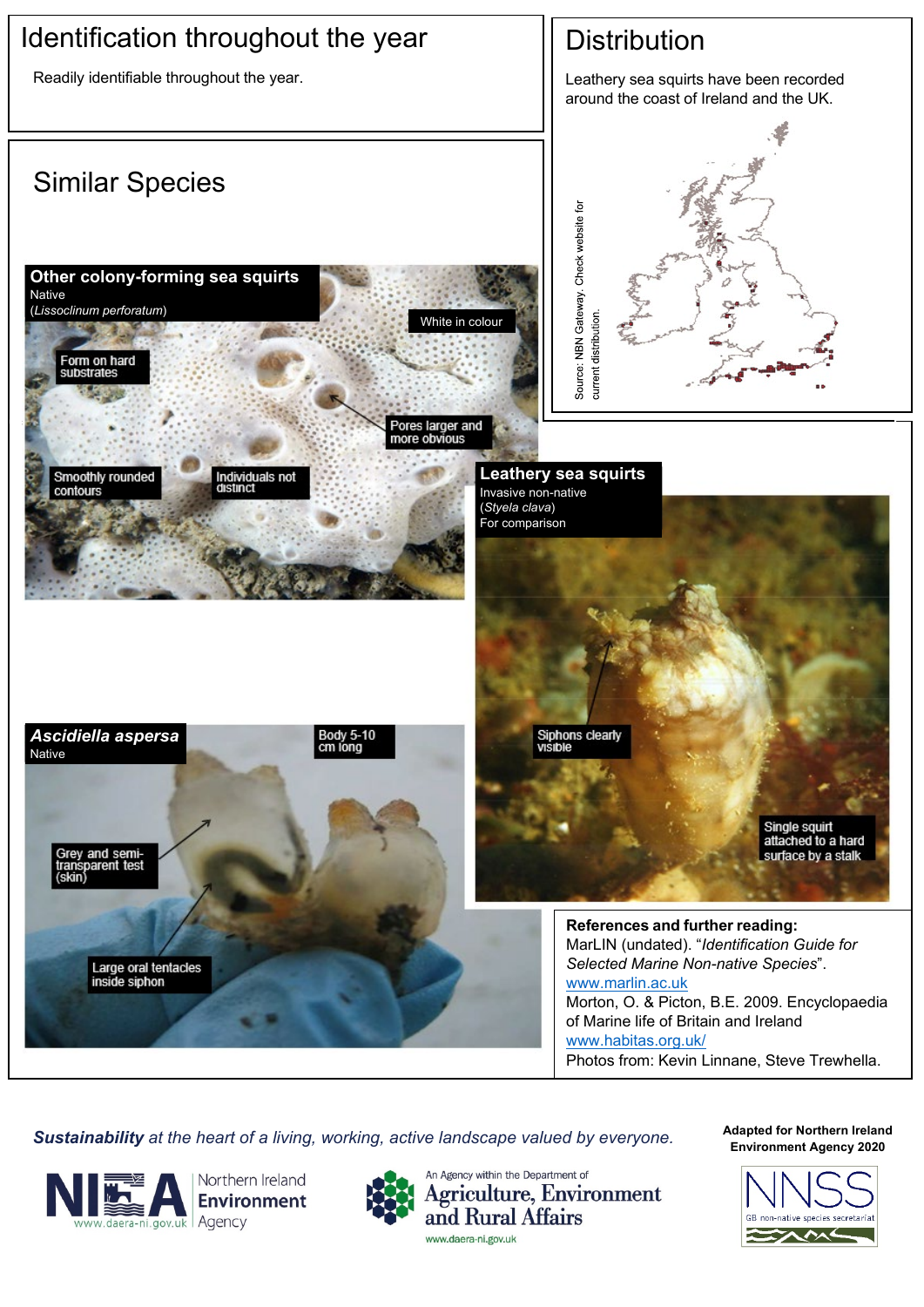## Identification throughout the year

Readily identifiable throughout the year.

## Distribution

Leathery sea squirts have been recorded around the coast of Ireland and the UK.

Source: NBN Gateway. Check website for current distribution.

## Similar Species

**Other colony-forming sea squirts**
Native
(*Lissoclinum perforatum*)

White in colour

Form on hard substrates

Pores larger and more obvious

Smoothly rounded contours

Individuals not distinct

**Leathery sea squirts**
Invasive non-native
(*Styela clava*)
For comparison

Siphons clearly visible

Single squirt attached to a hard surface by a stalk

***Ascidiella aspersa***
Native

Body 5-10 cm long

Grey and semi-transparent test (skin)

Large oral tentacles inside siphon

**References and further reading:**

MarLIN (undated). "*Identification Guide for Selected Marine Non-native Species*". www.marlin.ac.uk

Morton, O. & Picton, B.E. 2009. Encyclopaedia of Marine life of Britain and Ireland www.habitas.org.uk/

Photos from: Kevin Linnane, Steve Trewhella.

***Sustainability*** *at the heart of a living, working, active landscape valued by everyone.*

**Adapted for Northern Ireland Environment Agency 2020**

Northern Ireland Environment Agency www.daera-ni.gov.uk

An Agency within the Department of Agriculture, Environment and Rural Affairs www.daera-ni.gov.uk

NNSS GB non-native species secretariat